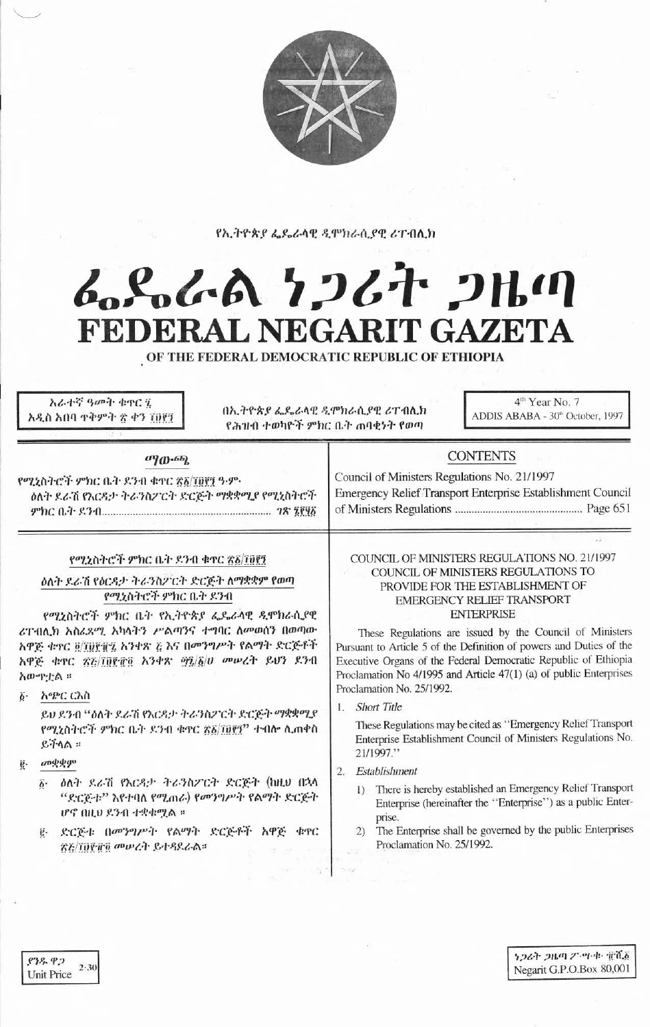የኢትዮጵያ ፌዴራላዊ ዲሞክራሲያዊ ሪፐብሊክ

# ፌዴራል ነጋሪት ጋዜጣ
# FEDERAL NEGARIT GAZETA
## OF THE FEDERAL DEMOCRATIC REPUBLIC OF ETHIOPIA

አራተኛ ዓመት ቁጥር ፯
አዲስ አበባ ጥቅምት ፳ ቀን ፲፱፻፺

በኢትዮጵያ ፌዴራላዊ ዲሞክራሲያዊ ሪፐብሊክ የሕዝብ ተወካዮች ምክር ቤት ጠባቂነት የወጣ

4th Year No. 7
ADDIS ABABA - 30th October, 1997

## ማውጫ

የሚኒስትሮች ምክር ቤት ደንብ ቁጥር ፳፩/፲፱፻፺ ዓ.ም.
ዕለት ደራሽ የእርዳታ ትራንስፖርት ድርጅት ማቋቋሚያ የሚኒስትሮች ምክር ቤት ደንብ ...... ገጽ ፮፻፶፩

## CONTENTS

Council of Ministers Regulations No. 21/1997
Emergency Relief Transport Enterprise Establishment Council of Ministers Regulations ...... Page 651

### የሚኒስትሮች ምክር ቤት ደንብ ቁጥር ፳፩/፲፱፻፺
### ዕለት ደራሽ የዕርዳታ ትራንስፖርት ድርጅት ለማቋቋም የወጣ የሚኒስትሮች ምክር ቤት ደንብ

የሚኒስትሮች ምክር ቤት የኢትዮጵያ ፌዴራላዊ ዲሞክራሲያዊ ሪፐብሊክ አስፈጻሚ አካላትን ሥልጣንና ተግባር ለመወሰን በወጣው አዋጅ ቁጥር ፬/፲፱፻፹፯ አንቀጽ ፭ እና በመንግሥት የልማት ድርጅቶች አዋጅ ቁጥር ፳፭/፲፱፻፹፬ አንቀጽ ፵፯/፩/ሀ መሠረት ይህን ደንብ አውጥቷል ፡፡

፩· አጭር ርእስ

ይህ ደንብ "ዕለት ደራሽ የእርዳታ ትራንስፖርት ድርጅት ማቋቋሚያ የሚኒስትሮች ምክር ቤት ደንብ ቁጥር ፳፩/፲፱፻፺" ተብሎ ሊጠቀስ ይችላል ፡፡

፪· መቋቋም

፩· ዕለት ደራሽ የእርዳታ ትራንስፖርት ድርጅት (ከዚህ በኋላ "ድርጅቱ" እየተባለ የሚጠራ) የመንግሥት የልማት ድርጅት ሆኖ በዚህ ደንብ ተቋቁሟል ፡፡

፪· ድርጅቱ በመንግሥት የልማት ድርጅቶች አዋጅ ቁጥር ፳፭/፲፱፻፹፬ መሠረት ይተዳደራል፡፡

### COUNCIL OF MINISTERS REGULATIONS NO. 21/1997
### COUNCIL OF MINISTERS REGULATIONS TO PROVIDE FOR THE ESTABLISHMENT OF EMERGENCY RELIEF TRANSPORT ENTERPRISE

These Regulations are issued by the Council of Ministers Pursuant to Article 5 of the Definition of powers and Duties of the Executive Organs of the Federal Democratic Republic of Ethiopia Proclamation No 4/1995 and Article 47(1) (a) of public Enterprises Proclamation No. 25/1992.

1. *Short Title*

   These Regulations may be cited as "Emergency Relief Transport Enterprise Establishment Council of Ministers Regulations No. 21/1997."

2. *Establishment*

   1) There is hereby established an Emergency Relief Transport Enterprise (hereinafter the "Enterprise") as a public Enterprise.
   2) The Enterprise shall be governed by the public Enterprises Proclamation No. 25/1992.

ያንዱ ዋጋ
Unit Price 2.30

ነጋሪት ጋዜጣ ፖ·ሣ·ቁ· ፹ሺ፩
Negarit G.P.O.Box 80,001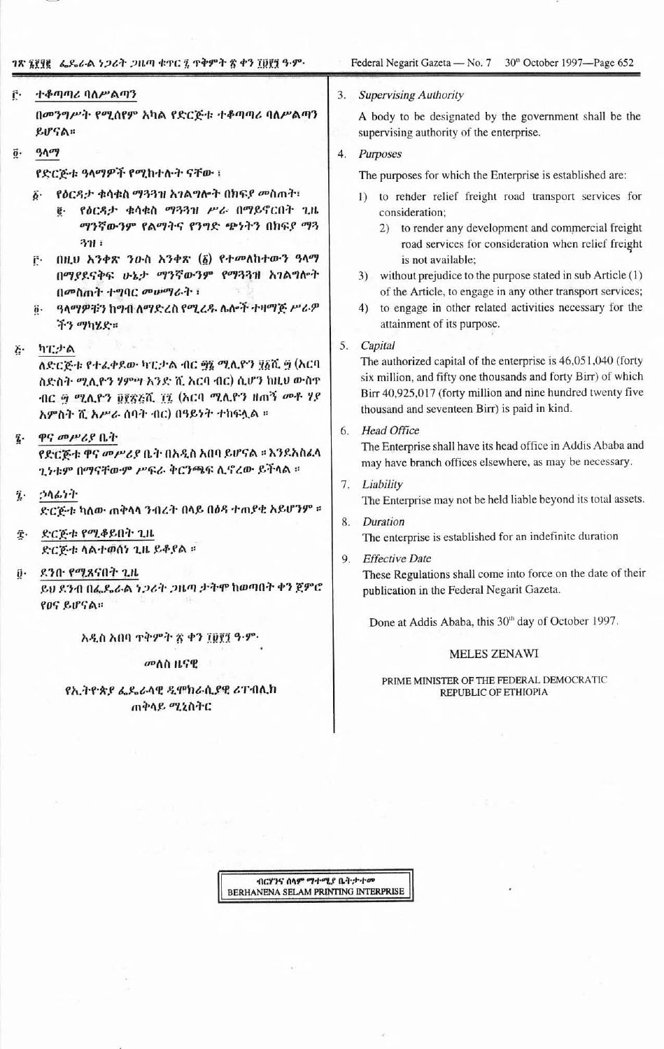፫· ተቆጣጣሪ ባለሥልጣን

በመንግሥት የሚሰየም አካል የድርጅቱ ተቆጣጣሪ ባለሥልጣን ይሆናል።

፬· ዓላማ

የድርጅቱ ዓላማዎች የሚከተሉት ናቸው ፤

፩· የዕርዳታ ቁሳቁስ ማጓጓዝ አገልግሎት በክፍያ መስጠት፣

፪· የዕርዳታ ቁሳቁስ ማጓጓዝ ሥራ በማይኖርበት ጊዜ ማንኛውንም የልማትና የንግድ ጭነትን በክፍያ ማጓጓዝ ፤

፫· በዚህ አንቀጽ ንዑስ አንቀጽ (፩) የተመለከተውን ዓላማ በማያደናቅፍ ሁኔታ ማንኛውንም የማጓጓዝ አገልግሎት በመስጠት ተግባር መሠማራት ፤

፬· ዓላማዎቹን ከግብ ለማድረስ የሚረዱ ሌሎች ተዛማጅ ሥራዎችን ማካሄድ።

፭· ካፒታል

ለድርጅቱ የተፈቀደው ካፒታል ብር ፵፮ ሚሊዮን ፶፩ሺ ፵ (አርባ ስድስት ሚሊዮን ሃምሣ አንድ ሺ አርባ ብር) ሲሆን ከዚህ ውስጥ ብር ፵ ሚሊዮን ፱፻፳፭ሺ ፲፯ (አርባ ሚሊዮን ዘጠኝ መቶ ሃያ አምስት ሺ አሥራ ሰባት ብር) በዓይነት ተከፍሏል ።

፮· ዋና መሥሪያ ቤት

የድርጅቱ ዋና መሥሪያ ቤት በአዲስ አበባ ይሆናል ።እንደአስፈላጊነቱም በማናቸውም ሥፍራ ቅርንጫፍ ሊኖረው ይችላል ።

፯· ኃላፊነት

ድርጅቱ ካለው ጠቅላላ ንብረት በላይ በዕዳ ተጠያቂ አይሆንም ።

፰· ድርጅቱ የሚቆይበት ጊዜ

ድርጅቱ ላልተወሰነ ጊዜ ይቆያል ።

፱· ደንቡ የሚጸናበት ጊዜ

ይህ ደንብ በፌዴራል ነጋሪት ጋዜጣ ታትሞ ከወጣበት ቀን ጀምሮ የፀና ይሆናል።

አዲስ አበባ ጥቅምት ፳ ቀን ፲፱፻፺ ዓ·ም·

መለስ ዜናዊ

የኢትዮጵያ ፌዴራላዊ ዲሞክራሲያዊ ሪፐብሊክ ጠቅላይ ሚኒስትር

3. *Supervising Authority*

A body to be designated by the government shall be the supervising authority of the enterprise.

4. *Purposes*

The purposes for which the Enterprise is established are:

1) to render relief freight road transport services for consideration;
2) to render any development and commercial freight road services for consideration when relief freight is not available;
3) without prejudice to the purpose stated in sub Article (1) of the Article, to engage in any other transport services;
4) to engage in other related activities necessary for the attainment of its purpose.

5. *Capital*

The authorized capital of the enterprise is 46,051,040 (forty six million, and fifty one thousands and forty Birr) of which Birr 40,925,017 (forty million and nine hundred twenty five thousand and seventeen Birr) is paid in kind.

6. *Head Office*

The Enterprise shall have its head office in Addis Ababa and may have branch offices elsewhere, as may be necessary.

7. *Liability*

The Enterprise may not be held liable beyond its total assets.

8. *Duration*

The enterprise is established for an indefinite duration

9. *Effective Date*

These Regulations shall come into force on the date of their publication in the Federal Negarit Gazeta.

Done at Addis Ababa, this 30th day of October 1997.

MELES ZENAWI

PRIME MINISTER OF THE FEDERAL DEMOCRATIC REPUBLIC OF ETHIOPIA

ብርሃንና ሰላም ማተሚያ ቤት·ታተመ
BERHANENA SELAM PRINTING INTERPRISE